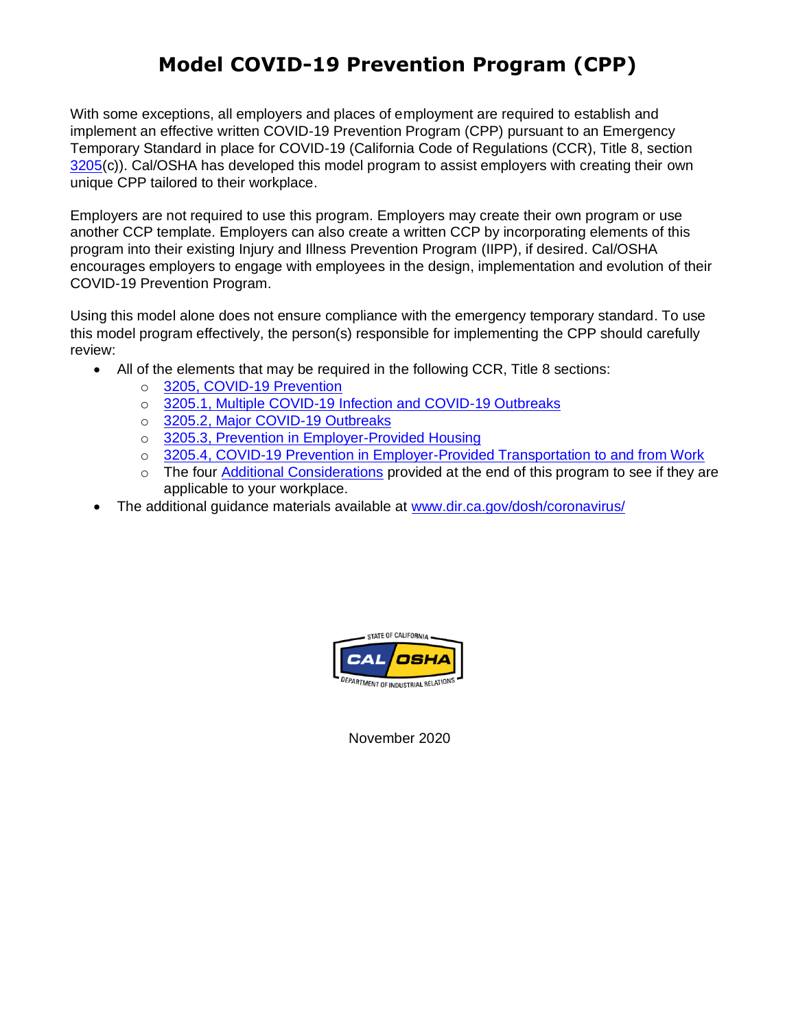# Model COVID-19 Prevention Program (CPP)

With some exceptions, all employers and places of employment are required to establish and implement an effective written COVID-19 Prevention Program (CPP) pursuant to an Emergency Temporary Standard in place for COVID-19 (California Code of Regulations (CCR), Title 8, section 3205(c)). Cal/OSHA has developed this model program to assist employers with creating their own unique CPP tailored to their workplace.

Employers are not required to use this program. Employers may create their own program or use another CCP template. Employers can also create a written CCP by incorporating elements of this program into their existing Injury and Illness Prevention Program (IIPP), if desired. Cal/OSHA encourages employers to engage with employees in the design, implementation and evolution of their COVID-19 Prevention Program.

Using this model alone does not ensure compliance with the emergency temporary standard. To use this model program effectively, the person(s) responsible for implementing the CPP should carefully review:

- All of the elements that may be required in the following CCR, Title 8 sections:
  - 3205, COVID-19 Prevention
  - 3205.1, Multiple COVID-19 Infection and COVID-19 Outbreaks
  - 3205.2, Major COVID-19 Outbreaks
  - 3205.3, Prevention in Employer-Provided Housing
  - 3205.4, COVID-19 Prevention in Employer-Provided Transportation to and from Work
  - The four Additional Considerations provided at the end of this program to see if they are applicable to your workplace.
- The additional guidance materials available at www.dir.ca.gov/dosh/coronavirus/

STATE OF CALIFORNIA CAL OSHA DEPARTMENT OF INDUSTRIAL RELATIONS

November 2020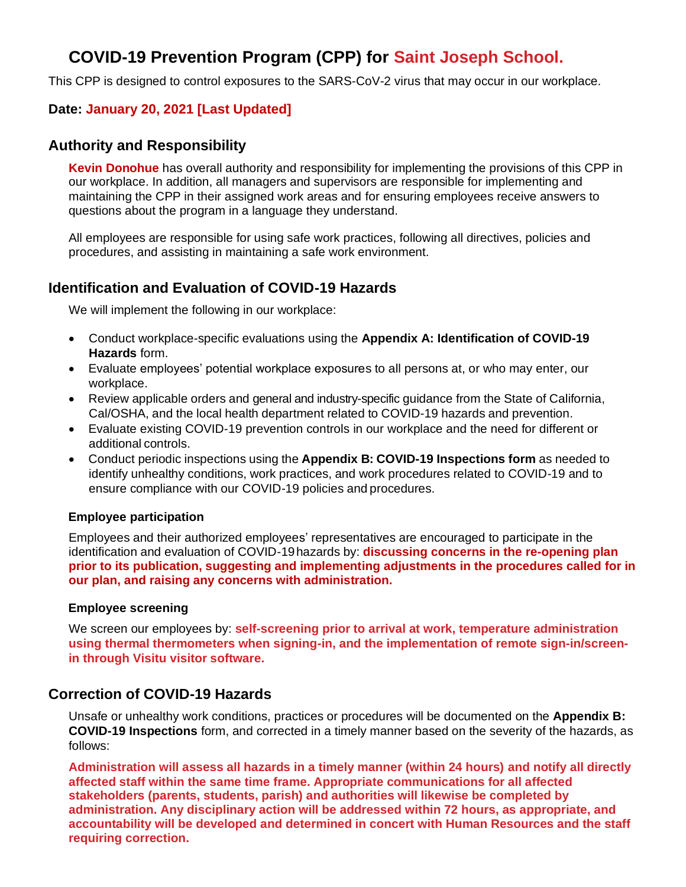# COVID-19 Prevention Program (CPP) for Saint Joseph School.

This CPP is designed to control exposures to the SARS-CoV-2 virus that may occur in our workplace.

**Date: January 20, 2021 [Last Updated]**

## Authority and Responsibility

**Kevin Donohue** has overall authority and responsibility for implementing the provisions of this CPP in our workplace. In addition, all managers and supervisors are responsible for implementing and maintaining the CPP in their assigned work areas and for ensuring employees receive answers to questions about the program in a language they understand.

All employees are responsible for using safe work practices, following all directives, policies and procedures, and assisting in maintaining a safe work environment.

## Identification and Evaluation of COVID-19 Hazards

We will implement the following in our workplace:

- Conduct workplace-specific evaluations using the **Appendix A: Identification of COVID-19 Hazards** form.
- Evaluate employees' potential workplace exposures to all persons at, or who may enter, our workplace.
- Review applicable orders and general and industry-specific guidance from the State of California, Cal/OSHA, and the local health department related to COVID-19 hazards and prevention.
- Evaluate existing COVID-19 prevention controls in our workplace and the need for different or additional controls.
- Conduct periodic inspections using the **Appendix B: COVID-19 Inspections form** as needed to identify unhealthy conditions, work practices, and work procedures related to COVID-19 and to ensure compliance with our COVID-19 policies and procedures.

### Employee participation

Employees and their authorized employees' representatives are encouraged to participate in the identification and evaluation of COVID-19 hazards by: **discussing concerns in the re-opening plan prior to its publication, suggesting and implementing adjustments in the procedures called for in our plan, and raising any concerns with administration.**

### Employee screening

We screen our employees by: **self-screening prior to arrival at work, temperature administration using thermal thermometers when signing-in, and the implementation of remote sign-in/screen-in through Visitu visitor software.**

## Correction of COVID-19 Hazards

Unsafe or unhealthy work conditions, practices or procedures will be documented on the **Appendix B: COVID-19 Inspections** form, and corrected in a timely manner based on the severity of the hazards, as follows:

**Administration will assess all hazards in a timely manner (within 24 hours) and notify all directly affected staff within the same time frame. Appropriate communications for all affected stakeholders (parents, students, parish) and authorities will likewise be completed by administration. Any disciplinary action will be addressed within 72 hours, as appropriate, and accountability will be developed and determined in concert with Human Resources and the staff requiring correction.**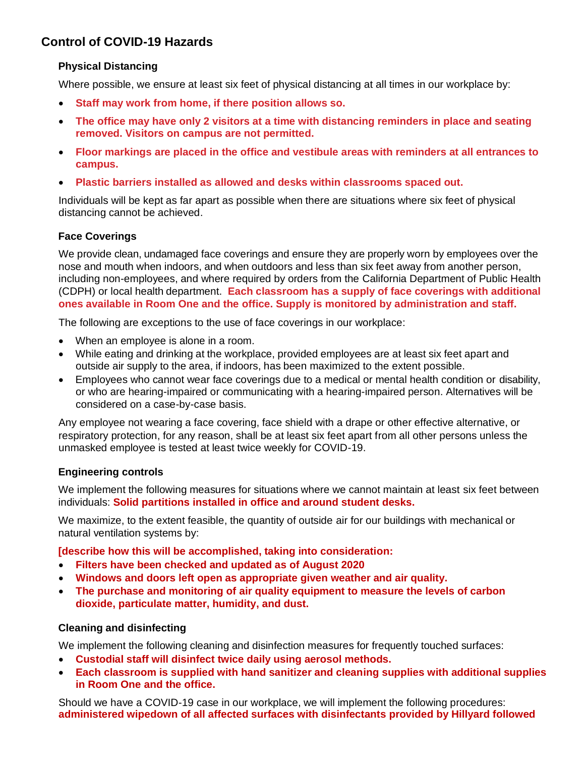## Control of COVID-19 Hazards

### Physical Distancing

Where possible, we ensure at least six feet of physical distancing at all times in our workplace by:

- **Staff may work from home, if there position allows so.**
- **The office may have only 2 visitors at a time with distancing reminders in place and seating removed. Visitors on campus are not permitted.**
- **Floor markings are placed in the office and vestibule areas with reminders at all entrances to campus.**
- **Plastic barriers installed as allowed and desks within classrooms spaced out.**

Individuals will be kept as far apart as possible when there are situations where six feet of physical distancing cannot be achieved.

### Face Coverings

We provide clean, undamaged face coverings and ensure they are properly worn by employees over the nose and mouth when indoors, and when outdoors and less than six feet away from another person, including non-employees, and where required by orders from the California Department of Public Health (CDPH) or local health department. **Each classroom has a supply of face coverings with additional ones available in Room One and the office. Supply is monitored by administration and staff.**

The following are exceptions to the use of face coverings in our workplace:

- When an employee is alone in a room.
- While eating and drinking at the workplace, provided employees are at least six feet apart and outside air supply to the area, if indoors, has been maximized to the extent possible.
- Employees who cannot wear face coverings due to a medical or mental health condition or disability, or who are hearing-impaired or communicating with a hearing-impaired person. Alternatives will be considered on a case-by-case basis.

Any employee not wearing a face covering, face shield with a drape or other effective alternative, or respiratory protection, for any reason, shall be at least six feet apart from all other persons unless the unmasked employee is tested at least twice weekly for COVID-19.

### Engineering controls

We implement the following measures for situations where we cannot maintain at least six feet between individuals: **Solid partitions installed in office and around student desks.**

We maximize, to the extent feasible, the quantity of outside air for our buildings with mechanical or natural ventilation systems by:

**[describe how this will be accomplished, taking into consideration:**

- **Filters have been checked and updated as of August 2020**
- **Windows and doors left open as appropriate given weather and air quality.**
- **The purchase and monitoring of air quality equipment to measure the levels of carbon dioxide, particulate matter, humidity, and dust.**

### Cleaning and disinfecting

We implement the following cleaning and disinfection measures for frequently touched surfaces:

- **Custodial staff will disinfect twice daily using aerosol methods.**
- **Each classroom is supplied with hand sanitizer and cleaning supplies with additional supplies in Room One and the office.**

Should we have a COVID-19 case in our workplace, we will implement the following procedures: **administered wipedown of all affected surfaces with disinfectants provided by Hillyard followed**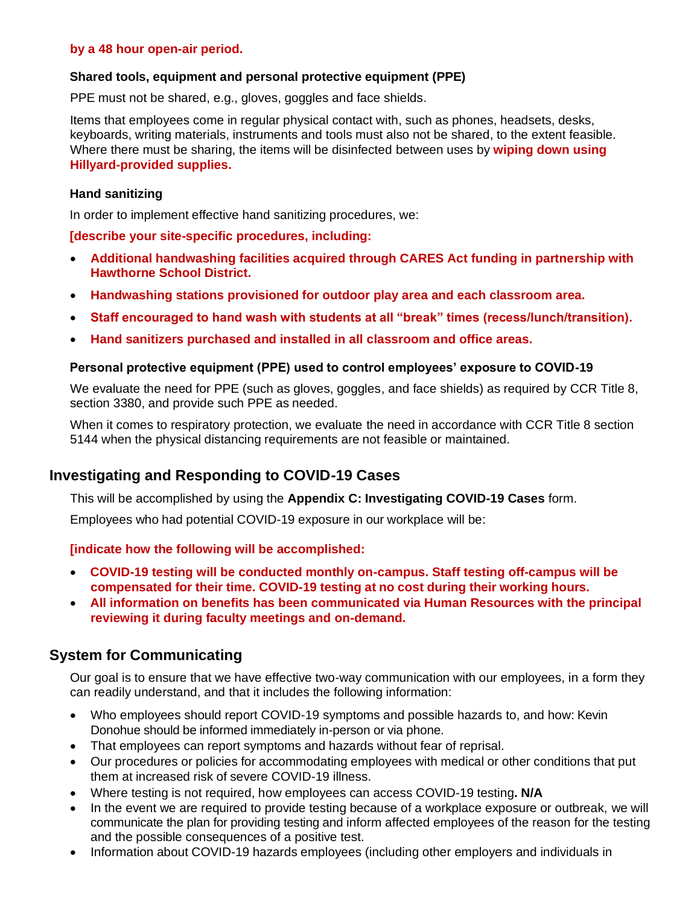**by a 48 hour open-air period.**

### Shared tools, equipment and personal protective equipment (PPE)

PPE must not be shared, e.g., gloves, goggles and face shields.

Items that employees come in regular physical contact with, such as phones, headsets, desks, keyboards, writing materials, instruments and tools must also not be shared, to the extent feasible. Where there must be sharing, the items will be disinfected between uses by **wiping down using Hillyard-provided supplies.**

### Hand sanitizing

In order to implement effective hand sanitizing procedures, we:

**[describe your site-specific procedures, including:**

- **Additional handwashing facilities acquired through CARES Act funding in partnership with Hawthorne School District.**
- **Handwashing stations provisioned for outdoor play area and each classroom area.**
- **Staff encouraged to hand wash with students at all "break" times (recess/lunch/transition).**
- **Hand sanitizers purchased and installed in all classroom and office areas.**

### Personal protective equipment (PPE) used to control employees' exposure to COVID-19

We evaluate the need for PPE (such as gloves, goggles, and face shields) as required by CCR Title 8, section 3380, and provide such PPE as needed.

When it comes to respiratory protection, we evaluate the need in accordance with CCR Title 8 section 5144 when the physical distancing requirements are not feasible or maintained.

## Investigating and Responding to COVID-19 Cases

This will be accomplished by using the **Appendix C: Investigating COVID-19 Cases** form.

Employees who had potential COVID-19 exposure in our workplace will be:

**[indicate how the following will be accomplished:**

- **COVID-19 testing will be conducted monthly on-campus. Staff testing off-campus will be compensated for their time. COVID-19 testing at no cost during their working hours.**
- **All information on benefits has been communicated via Human Resources with the principal reviewing it during faculty meetings and on-demand.**

## System for Communicating

Our goal is to ensure that we have effective two-way communication with our employees, in a form they can readily understand, and that it includes the following information:

- Who employees should report COVID-19 symptoms and possible hazards to, and how: Kevin Donohue should be informed immediately in-person or via phone.
- That employees can report symptoms and hazards without fear of reprisal.
- Our procedures or policies for accommodating employees with medical or other conditions that put them at increased risk of severe COVID-19 illness.
- Where testing is not required, how employees can access COVID-19 testing**. N/A**
- In the event we are required to provide testing because of a workplace exposure or outbreak, we will communicate the plan for providing testing and inform affected employees of the reason for the testing and the possible consequences of a positive test.
- Information about COVID-19 hazards employees (including other employers and individuals in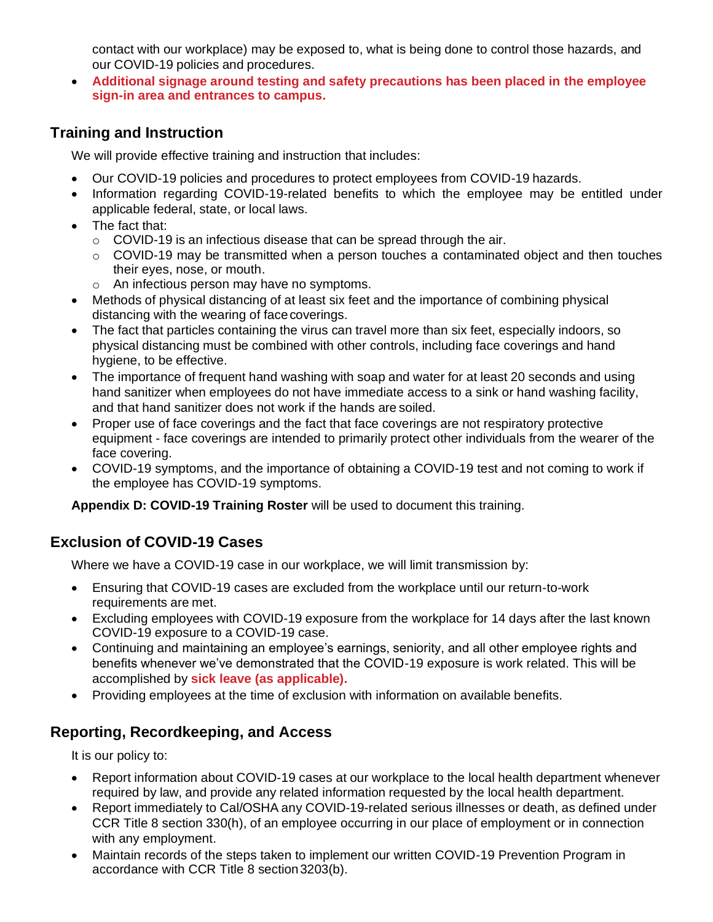contact with our workplace) may be exposed to, what is being done to control those hazards, and our COVID-19 policies and procedures.
- **Additional signage around testing and safety precautions has been placed in the employee sign-in area and entrances to campus.**

## Training and Instruction

We will provide effective training and instruction that includes:

- Our COVID-19 policies and procedures to protect employees from COVID-19 hazards.
- Information regarding COVID-19-related benefits to which the employee may be entitled under applicable federal, state, or local laws.
- The fact that:
  - COVID-19 is an infectious disease that can be spread through the air.
  - COVID-19 may be transmitted when a person touches a contaminated object and then touches their eyes, nose, or mouth.
  - An infectious person may have no symptoms.
- Methods of physical distancing of at least six feet and the importance of combining physical distancing with the wearing of face coverings.
- The fact that particles containing the virus can travel more than six feet, especially indoors, so physical distancing must be combined with other controls, including face coverings and hand hygiene, to be effective.
- The importance of frequent hand washing with soap and water for at least 20 seconds and using hand sanitizer when employees do not have immediate access to a sink or hand washing facility, and that hand sanitizer does not work if the hands are soiled.
- Proper use of face coverings and the fact that face coverings are not respiratory protective equipment - face coverings are intended to primarily protect other individuals from the wearer of the face covering.
- COVID-19 symptoms, and the importance of obtaining a COVID-19 test and not coming to work if the employee has COVID-19 symptoms.

**Appendix D: COVID-19 Training Roster** will be used to document this training.

## Exclusion of COVID-19 Cases

Where we have a COVID-19 case in our workplace, we will limit transmission by:

- Ensuring that COVID-19 cases are excluded from the workplace until our return-to-work requirements are met.
- Excluding employees with COVID-19 exposure from the workplace for 14 days after the last known COVID-19 exposure to a COVID-19 case.
- Continuing and maintaining an employee's earnings, seniority, and all other employee rights and benefits whenever we've demonstrated that the COVID-19 exposure is work related. This will be accomplished by **sick leave (as applicable).**
- Providing employees at the time of exclusion with information on available benefits.

## Reporting, Recordkeeping, and Access

It is our policy to:

- Report information about COVID-19 cases at our workplace to the local health department whenever required by law, and provide any related information requested by the local health department.
- Report immediately to Cal/OSHA any COVID-19-related serious illnesses or death, as defined under CCR Title 8 section 330(h), of an employee occurring in our place of employment or in connection with any employment.
- Maintain records of the steps taken to implement our written COVID-19 Prevention Program in accordance with CCR Title 8 section 3203(b).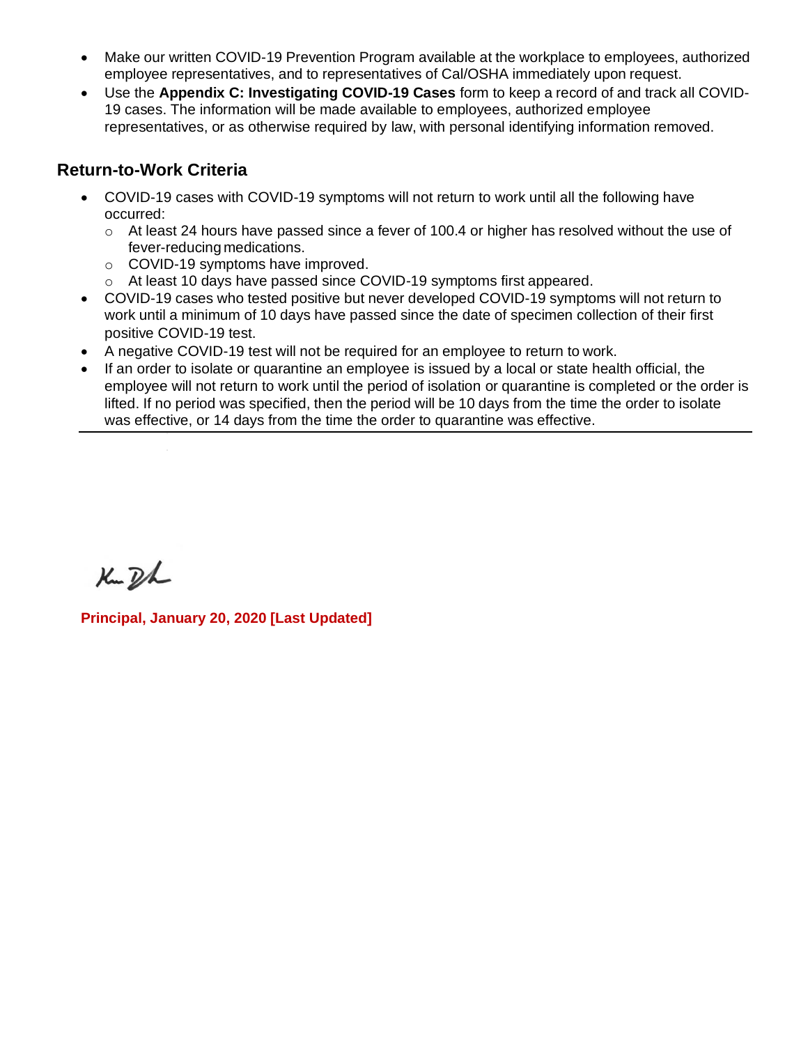- Make our written COVID-19 Prevention Program available at the workplace to employees, authorized employee representatives, and to representatives of Cal/OSHA immediately upon request.
- Use the **Appendix C: Investigating COVID-19 Cases** form to keep a record of and track all COVID-19 cases. The information will be made available to employees, authorized employee representatives, or as otherwise required by law, with personal identifying information removed.

## Return-to-Work Criteria

- COVID-19 cases with COVID-19 symptoms will not return to work until all the following have occurred:
  - At least 24 hours have passed since a fever of 100.4 or higher has resolved without the use of fever-reducing medications.
  - COVID-19 symptoms have improved.
  - At least 10 days have passed since COVID-19 symptoms first appeared.
- COVID-19 cases who tested positive but never developed COVID-19 symptoms will not return to work until a minimum of 10 days have passed since the date of specimen collection of their first positive COVID-19 test.
- A negative COVID-19 test will not be required for an employee to return to work.
- If an order to isolate or quarantine an employee is issued by a local or state health official, the employee will not return to work until the period of isolation or quarantine is completed or the order is lifted. If no period was specified, then the period will be 10 days from the time the order to isolate was effective, or 14 days from the time the order to quarantine was effective.

---

**Principal, January 20, 2020 [Last Updated]**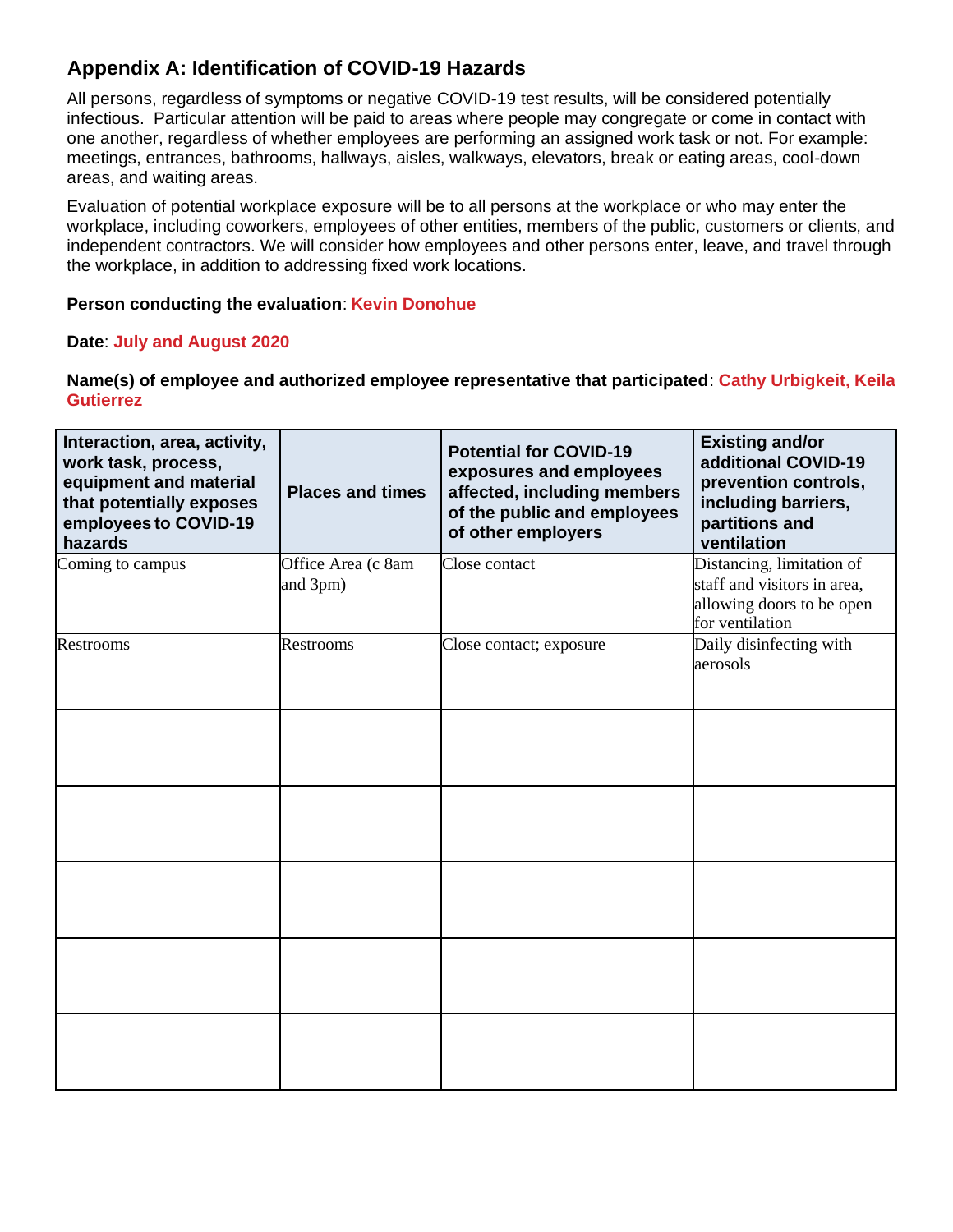## Appendix A: Identification of COVID-19 Hazards

All persons, regardless of symptoms or negative COVID-19 test results, will be considered potentially infectious. Particular attention will be paid to areas where people may congregate or come in contact with one another, regardless of whether employees are performing an assigned work task or not. For example: meetings, entrances, bathrooms, hallways, aisles, walkways, elevators, break or eating areas, cool-down areas, and waiting areas.

Evaluation of potential workplace exposure will be to all persons at the workplace or who may enter the workplace, including coworkers, employees of other entities, members of the public, customers or clients, and independent contractors. We will consider how employees and other persons enter, leave, and travel through the workplace, in addition to addressing fixed work locations.

**Person conducting the evaluation**: **Kevin Donohue**

**Date**: **July and August 2020**

**Name(s) of employee and authorized employee representative that participated**: **Cathy Urbigkeit, Keila Gutierrez**

| Interaction, area, activity, work task, process, equipment and material that potentially exposes employees to COVID-19 hazards | Places and times | Potential for COVID-19 exposures and employees affected, including members of the public and employees of other employers | Existing and/or additional COVID-19 prevention controls, including barriers, partitions and ventilation |
|---|---|---|---|
| Coming to campus | Office Area (c 8am and 3pm) | Close contact | Distancing, limitation of staff and visitors in area, allowing doors to be open for ventilation |
| Restrooms | Restrooms | Close contact; exposure | Daily disinfecting with aerosols |
| | | | |
| | | | |
| | | | |
| | | | |
| | | | |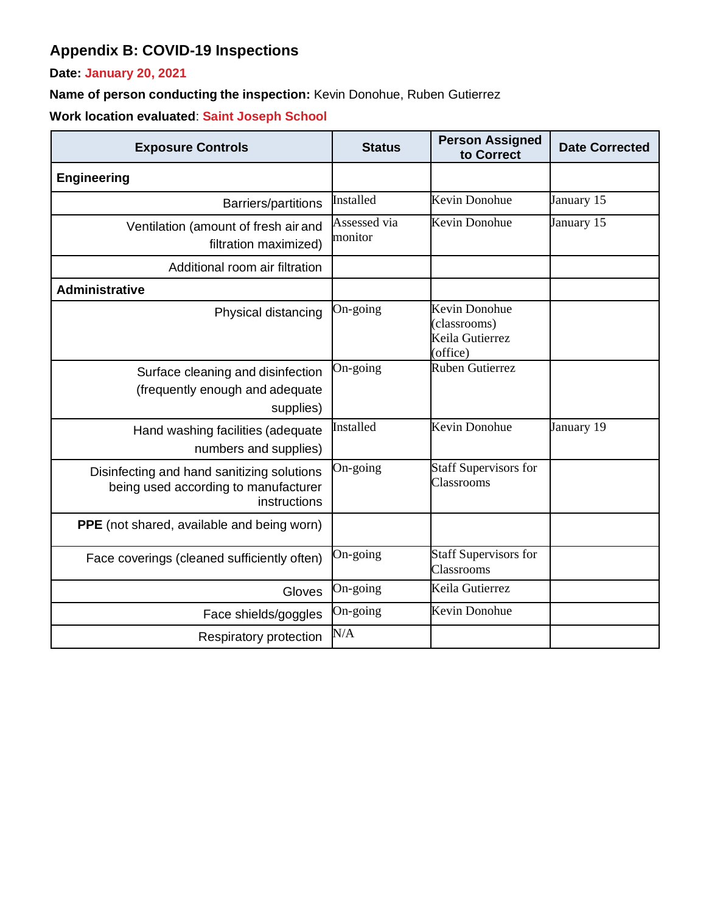## Appendix B: COVID-19 Inspections

**Date:** January 20, 2021

**Name of person conducting the inspection:** Kevin Donohue, Ruben Gutierrez

**Work location evaluated**: Saint Joseph School

| Exposure Controls | Status | Person Assigned to Correct | Date Corrected |
|---|---|---|---|
| **Engineering** | | | |
| Barriers/partitions | Installed | Kevin Donohue | January 15 |
| Ventilation (amount of fresh air and filtration maximized) | Assessed via monitor | Kevin Donohue | January 15 |
| Additional room air filtration | | | |
| **Administrative** | | | |
| Physical distancing | On-going | Kevin Donohue (classrooms) Keila Gutierrez (office) | |
| Surface cleaning and disinfection (frequently enough and adequate supplies) | On-going | Ruben Gutierrez | |
| Hand washing facilities (adequate numbers and supplies) | Installed | Kevin Donohue | January 19 |
| Disinfecting and hand sanitizing solutions being used according to manufacturer instructions | On-going | Staff Supervisors for Classrooms | |
| **PPE** (not shared, available and being worn) | | | |
| Face coverings (cleaned sufficiently often) | On-going | Staff Supervisors for Classrooms | |
| Gloves | On-going | Keila Gutierrez | |
| Face shields/goggles | On-going | Kevin Donohue | |
| Respiratory protection | N/A | | |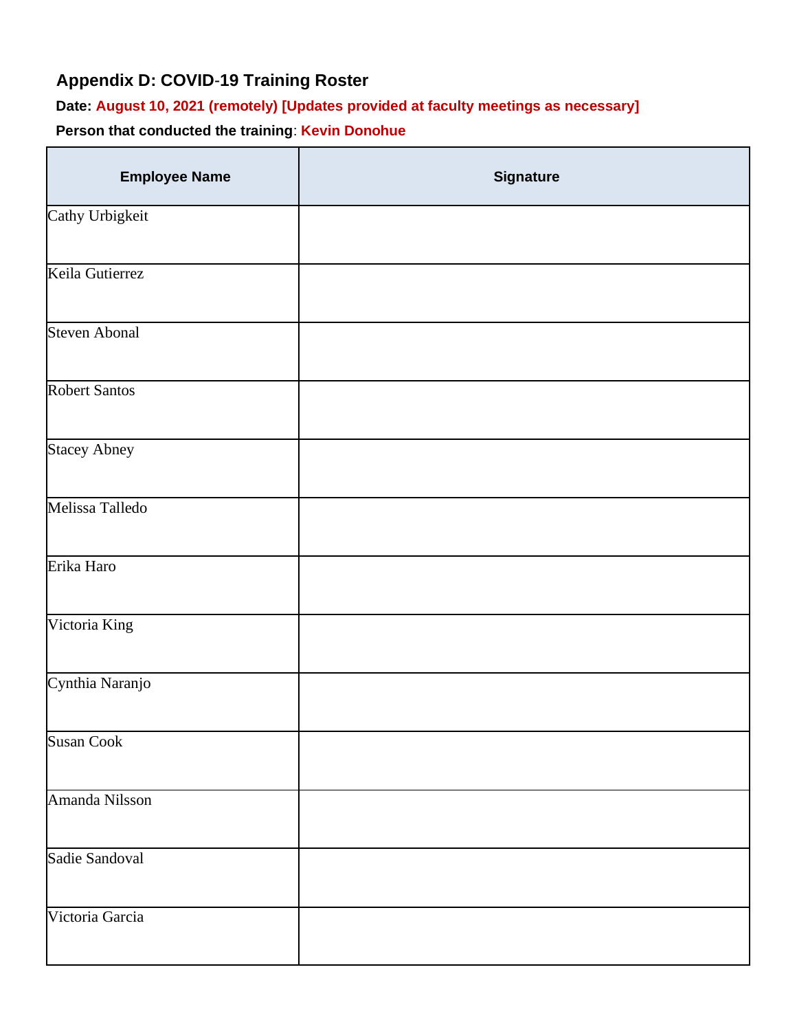## Appendix D: COVID-19 Training Roster

**Date:** **August 10, 2021 (remotely) [Updates provided at faculty meetings as necessary]**

**Person that conducted the training**: **Kevin Donohue**

| Employee Name | Signature |
|---|---|
| Cathy Urbigkeit | |
| Keila Gutierrez | |
| Steven Abonal | |
| Robert Santos | |
| Stacey Abney | |
| Melissa Talledo | |
| Erika Haro | |
| Victoria King | |
| Cynthia Naranjo | |
| Susan Cook | |
| Amanda Nilsson | |
| Sadie Sandoval | |
| Victoria Garcia | |